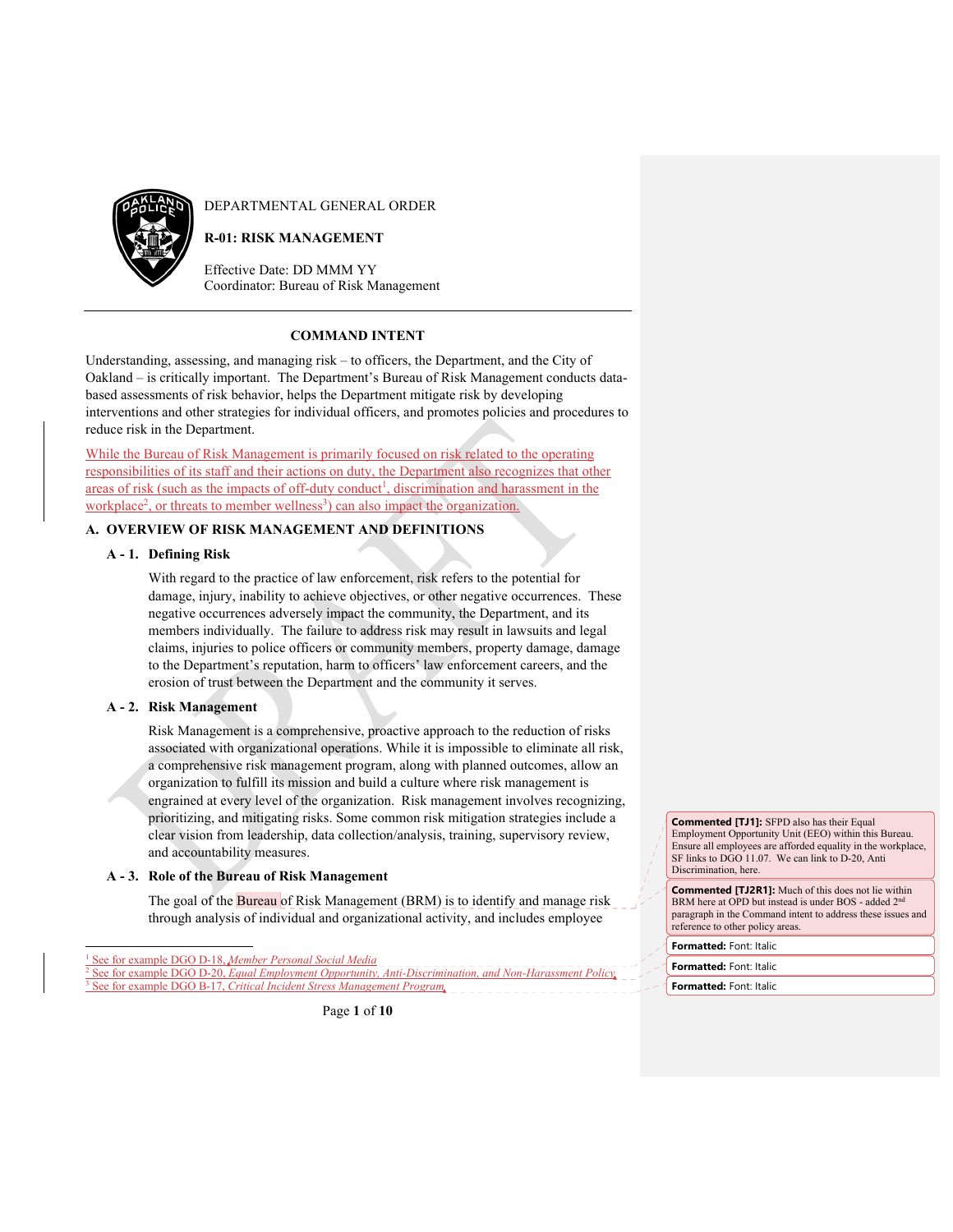DEPARTMENTAL GENERAL ORDER

**R-01: RISK MANAGEMENT**

Effective Date: DD MMM YY
Coordinator: Bureau of Risk Management

---

## COMMAND INTENT

Understanding, assessing, and managing risk – to officers, the Department, and the City of Oakland – is critically important. The Department's Bureau of Risk Management conducts data-based assessments of risk behavior, helps the Department mitigate risk by developing interventions and other strategies for individual officers, and promotes policies and procedures to reduce risk in the Department.

While the Bureau of Risk Management is primarily focused on risk related to the operating responsibilities of its staff and their actions on duty, the Department also recognizes that other areas of risk (such as the impacts of off-duty conduct[1], discrimination and harassment in the workplace[2], or threats to member wellness[3]) can also impact the organization.

## A. OVERVIEW OF RISK MANAGEMENT AND DEFINITIONS

### A - 1. Defining Risk

With regard to the practice of law enforcement, risk refers to the potential for damage, injury, inability to achieve objectives, or other negative occurrences. These negative occurrences adversely impact the community, the Department, and its members individually. The failure to address risk may result in lawsuits and legal claims, injuries to police officers or community members, property damage, damage to the Department's reputation, harm to officers' law enforcement careers, and the erosion of trust between the Department and the community it serves.

### A - 2. Risk Management

Risk Management is a comprehensive, proactive approach to the reduction of risks associated with organizational operations. While it is impossible to eliminate all risk, a comprehensive risk management program, along with planned outcomes, allow an organization to fulfill its mission and build a culture where risk management is engrained at every level of the organization. Risk management involves recognizing, prioritizing, and mitigating risks. Some common risk mitigation strategies include a clear vision from leadership, data collection/analysis, training, supervisory review, and accountability measures.

### A - 3. Role of the Bureau of Risk Management

The goal of the Bureau of Risk Management (BRM) is to identify and manage risk through analysis of individual and organizational activity, and includes employee

---

[1] See for example DGO D-18, *Member Personal Social Media*

[2] See for example DGO D-20, *Equal Employment Opportunity, Anti-Discrimination, and Non-Harassment Policy*

[3] See for example DGO B-17, *Critical Incident Stress Management Program*

---

**Commented [TJ1]:** SFPD also has their Equal Employment Opportunity Unit (EEO) within this Bureau. Ensure all employees are afforded equality in the workplace, SF links to DGO 11.07. We can link to D-20, Anti Discrimination, here.

**Commented [TJ2R1]:** Much of this does not lie within BRM here at OPD but instead is under BOS - added 2nd paragraph in the Command intent to address these issues and reference to other policy areas.

**Formatted:** Font: Italic

**Formatted:** Font: Italic

**Formatted:** Font: Italic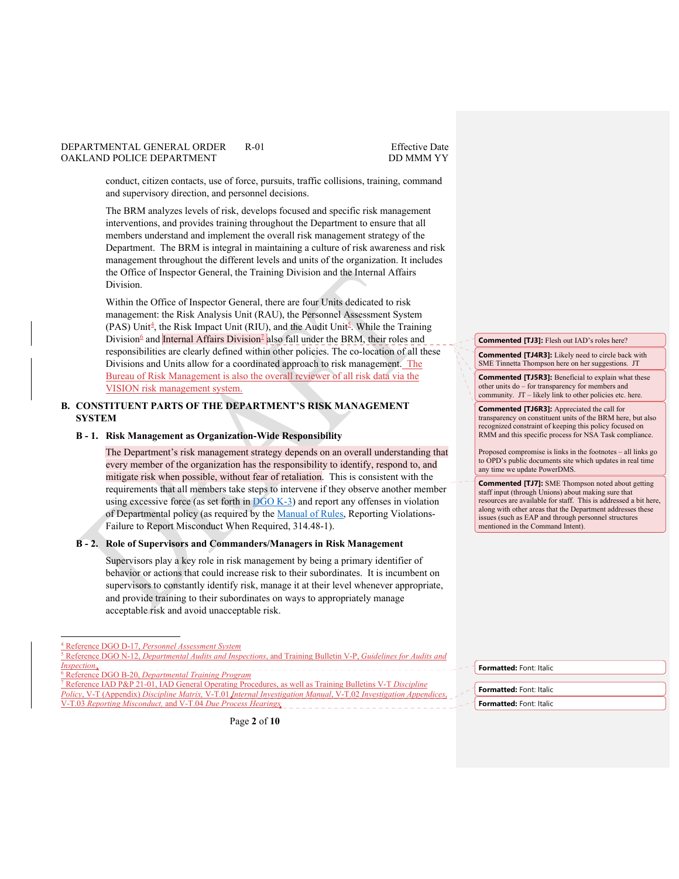conduct, citizen contacts, use of force, pursuits, traffic collisions, training, command and supervisory direction, and personnel decisions.

The BRM analyzes levels of risk, develops focused and specific risk management interventions, and provides training throughout the Department to ensure that all members understand and implement the overall risk management strategy of the Department. The BRM is integral in maintaining a culture of risk awareness and risk management throughout the different levels and units of the organization. It includes the Office of Inspector General, the Training Division and the Internal Affairs Division.

Within the Office of Inspector General, there are four Units dedicated to risk management: the Risk Analysis Unit (RAU), the Personnel Assessment System (PAS) Unit[4], the Risk Impact Unit (RIU), and the Audit Unit[5]. While the Training Division[6] and Internal Affairs Division[7] also fall under the BRM, their roles and responsibilities are clearly defined within other policies. The co-location of all these Divisions and Units allow for a coordinated approach to risk management. The Bureau of Risk Management is also the overall reviewer of all risk data via the VISION risk management system.

## B. CONSTITUENT PARTS OF THE DEPARTMENT'S RISK MANAGEMENT SYSTEM

### B - 1. Risk Management as Organization-Wide Responsibility

The Department's risk management strategy depends on an overall understanding that every member of the organization has the responsibility to identify, respond to, and mitigate risk when possible, without fear of retaliation. This is consistent with the requirements that all members take steps to intervene if they observe another member using excessive force (as set forth in DGO K-3) and report any offenses in violation of Departmental policy (as required by the Manual of Rules, Reporting Violations-Failure to Report Misconduct When Required, 314.48-1).

### B - 2. Role of Supervisors and Commanders/Managers in Risk Management

Supervisors play a key role in risk management by being a primary identifier of behavior or actions that could increase risk to their subordinates. It is incumbent on supervisors to constantly identify risk, manage it at their level whenever appropriate, and provide training to their subordinates on ways to appropriately manage acceptable risk and avoid unacceptable risk.

---

[4] Reference DGO D-17, *Personnel Assessment System*

[5] Reference DGO N-12, *Departmental Audits and Inspections*, and Training Bulletin V-P, *Guidelines for Audits and Inspection*.

[6] Reference DGO B-20, *Departmental Training Program*

[7] Reference IAD P&P 21-01, IAD General Operating Procedures, as well as Training Bulletins V-T *Discipline Policy*, V-T (Appendix) *Discipline Matrix*, V-T.01 *Internal Investigation Manual*, V-T.02 *Investigation Appendices*, V-T.03 *Reporting Misconduct*, and V-T.04 *Due Process Hearings*.

---

**Commented [TJ3]:** Flesh out IAD's roles here?

**Commented [TJ4R3]:** Likely need to circle back with SME Tinnetta Thompson here on her suggestions. JT

**Commented [TJ5R3]:** Beneficial to explain what these other units do – for transparency for members and community. JT – likely link to other policies etc. here.

**Commented [TJ6R3]:** Appreciated the call for transparency on constituent units of the BRM here, but also recognized constraint of keeping this policy focused on RMM and this specific process for NSA Task compliance.

Proposed compromise is links in the footnotes – all links go to OPD's public documents site which updates in real time any time we update PowerDMS.

**Commented [TJ7]:** SME Thompson noted about getting staff input (through Unions) about making sure that resources are available for staff. This is addressed a bit here, along with other areas that the Department addresses these issues (such as EAP and through personnel structures mentioned in the Command Intent).

**Formatted:** Font: Italic

**Formatted:** Font: Italic

**Formatted:** Font: Italic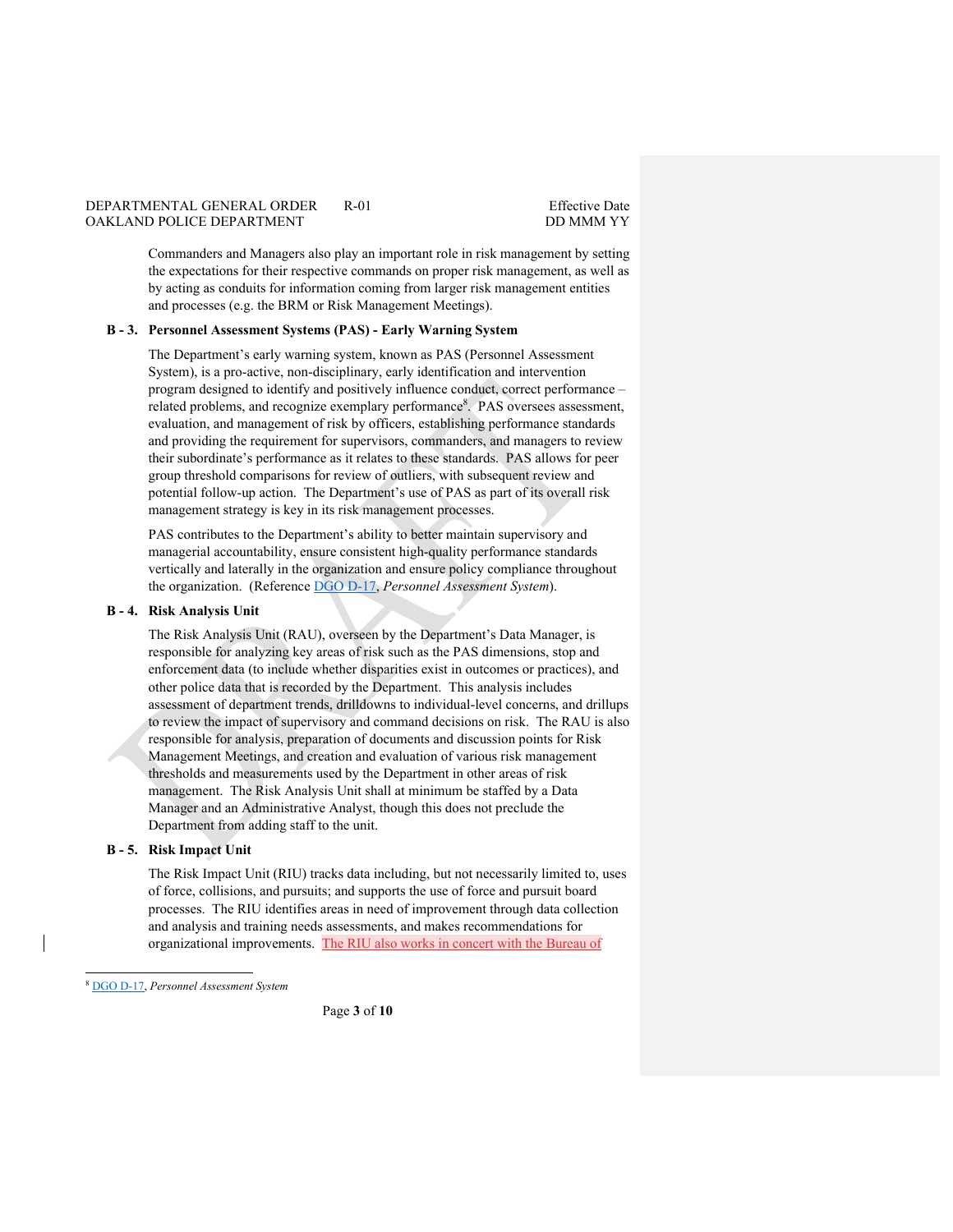Commanders and Managers also play an important role in risk management by setting the expectations for their respective commands on proper risk management, as well as by acting as conduits for information coming from larger risk management entities and processes (e.g. the BRM or Risk Management Meetings).

**B - 3. Personnel Assessment Systems (PAS) - Early Warning System**

The Department's early warning system, known as PAS (Personnel Assessment System), is a pro-active, non-disciplinary, early identification and intervention program designed to identify and positively influence conduct, correct performance – related problems, and recognize exemplary performance[8]. PAS oversees assessment, evaluation, and management of risk by officers, establishing performance standards and providing the requirement for supervisors, commanders, and managers to review their subordinate's performance as it relates to these standards. PAS allows for peer group threshold comparisons for review of outliers, with subsequent review and potential follow-up action. The Department's use of PAS as part of its overall risk management strategy is key in its risk management processes.

PAS contributes to the Department's ability to better maintain supervisory and managerial accountability, ensure consistent high-quality performance standards vertically and laterally in the organization and ensure policy compliance throughout the organization. (Reference DGO D-17, *Personnel Assessment System*).

**B - 4. Risk Analysis Unit**

The Risk Analysis Unit (RAU), overseen by the Department's Data Manager, is responsible for analyzing key areas of risk such as the PAS dimensions, stop and enforcement data (to include whether disparities exist in outcomes or practices), and other police data that is recorded by the Department. This analysis includes assessment of department trends, drilldowns to individual-level concerns, and drillups to review the impact of supervisory and command decisions on risk. The RAU is also responsible for analysis, preparation of documents and discussion points for Risk Management Meetings, and creation and evaluation of various risk management thresholds and measurements used by the Department in other areas of risk management. The Risk Analysis Unit shall at minimum be staffed by a Data Manager and an Administrative Analyst, though this does not preclude the Department from adding staff to the unit.

**B - 5. Risk Impact Unit**

The Risk Impact Unit (RIU) tracks data including, but not necessarily limited to, uses of force, collisions, and pursuits; and supports the use of force and pursuit board processes. The RIU identifies areas in need of improvement through data collection and analysis and training needs assessments, and makes recommendations for organizational improvements. The RIU also works in concert with the Bureau of

---

[8] DGO D-17, *Personnel Assessment System*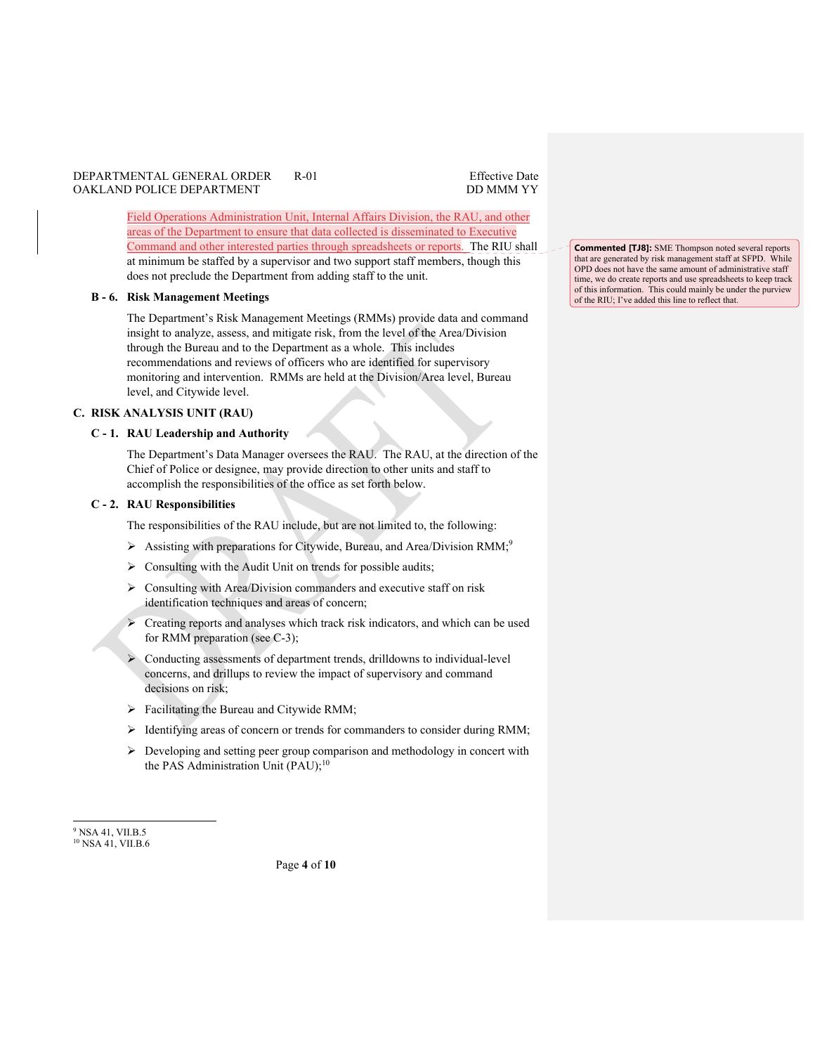Field Operations Administration Unit, Internal Affairs Division, the RAU, and other areas of the Department to ensure that data collected is disseminated to Executive Command and other interested parties through spreadsheets or reports. The RIU shall at minimum be staffed by a supervisor and two support staff members, though this does not preclude the Department from adding staff to the unit.

> **Commented [TJ8]:** SME Thompson noted several reports that are generated by risk management staff at SFPD. While OPD does not have the same amount of administrative staff time, we do create reports and use spreadsheets to keep track of this information. This could mainly be under the purview of the RIU; I've added this line to reflect that.

### B - 6. Risk Management Meetings

The Department's Risk Management Meetings (RMMs) provide data and command insight to analyze, assess, and mitigate risk, from the level of the Area/Division through the Bureau and to the Department as a whole. This includes recommendations and reviews of officers who are identified for supervisory monitoring and intervention. RMMs are held at the Division/Area level, Bureau level, and Citywide level.

## C. RISK ANALYSIS UNIT (RAU)

### C - 1. RAU Leadership and Authority

The Department's Data Manager oversees the RAU. The RAU, at the direction of the Chief of Police or designee, may provide direction to other units and staff to accomplish the responsibilities of the office as set forth below.

### C - 2. RAU Responsibilities

The responsibilities of the RAU include, but are not limited to, the following:

- Assisting with preparations for Citywide, Bureau, and Area/Division RMM;[9]
- Consulting with the Audit Unit on trends for possible audits;
- Consulting with Area/Division commanders and executive staff on risk identification techniques and areas of concern;
- Creating reports and analyses which track risk indicators, and which can be used for RMM preparation (see C-3);
- Conducting assessments of department trends, drilldowns to individual-level concerns, and drillups to review the impact of supervisory and command decisions on risk;
- Facilitating the Bureau and Citywide RMM;
- Identifying areas of concern or trends for commanders to consider during RMM;
- Developing and setting peer group comparison and methodology in concert with the PAS Administration Unit (PAU);[10]

---

[9] NSA 41, VII.B.5

[10] NSA 41, VII.B.6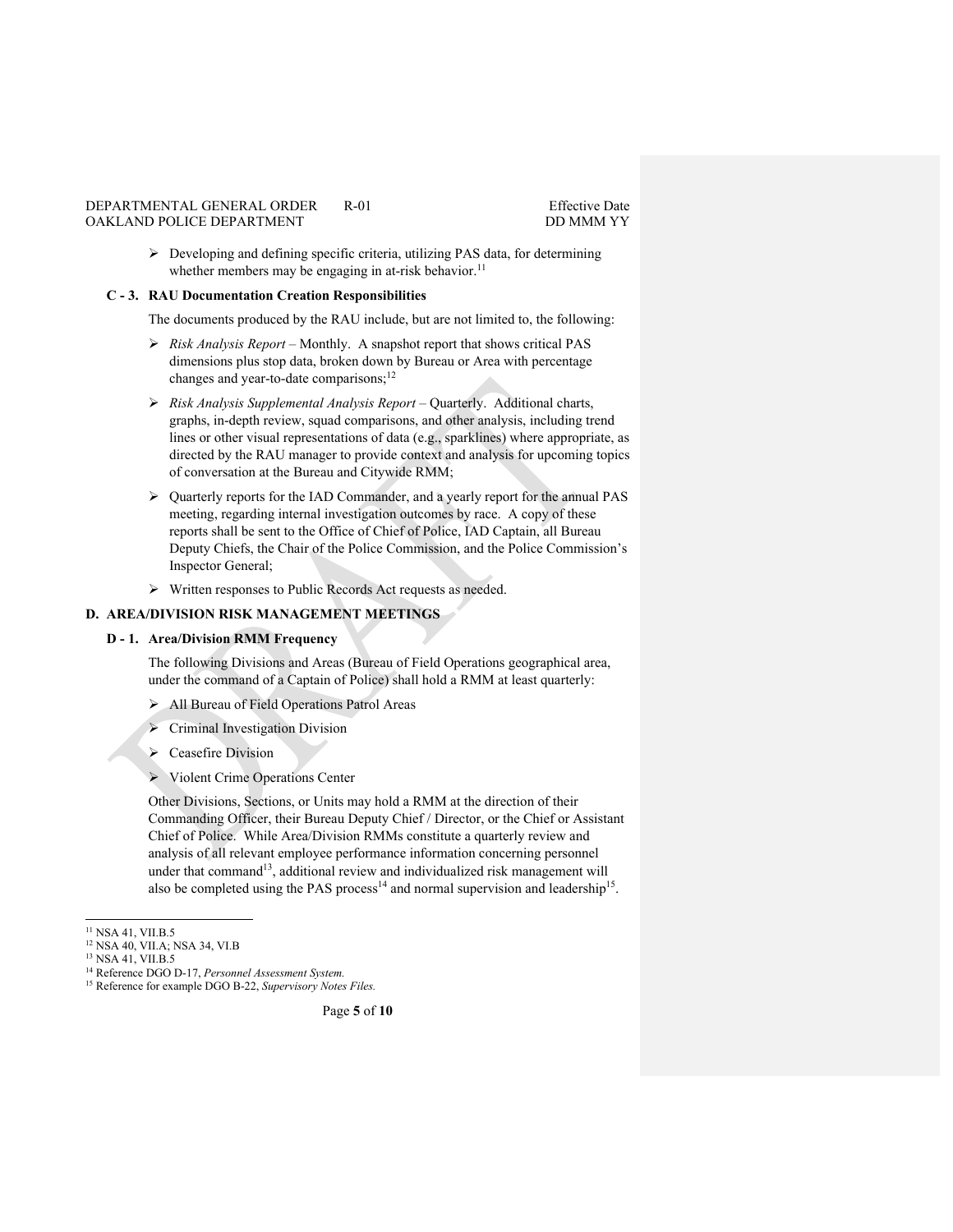- Developing and defining specific criteria, utilizing PAS data, for determining whether members may be engaging in at-risk behavior.[11]

### C - 3. RAU Documentation Creation Responsibilities

The documents produced by the RAU include, but are not limited to, the following:

- *Risk Analysis Report* – Monthly. A snapshot report that shows critical PAS dimensions plus stop data, broken down by Bureau or Area with percentage changes and year-to-date comparisons;[12]
- *Risk Analysis Supplemental Analysis Report* – Quarterly. Additional charts, graphs, in-depth review, squad comparisons, and other analysis, including trend lines or other visual representations of data (e.g., sparklines) where appropriate, as directed by the RAU manager to provide context and analysis for upcoming topics of conversation at the Bureau and Citywide RMM;
- Quarterly reports for the IAD Commander, and a yearly report for the annual PAS meeting, regarding internal investigation outcomes by race. A copy of these reports shall be sent to the Office of Chief of Police, IAD Captain, all Bureau Deputy Chiefs, the Chair of the Police Commission, and the Police Commission's Inspector General;
- Written responses to Public Records Act requests as needed.

## D. AREA/DIVISION RISK MANAGEMENT MEETINGS

### D - 1. Area/Division RMM Frequency

The following Divisions and Areas (Bureau of Field Operations geographical area, under the command of a Captain of Police) shall hold a RMM at least quarterly:

- All Bureau of Field Operations Patrol Areas
- Criminal Investigation Division
- Ceasefire Division
- Violent Crime Operations Center

Other Divisions, Sections, or Units may hold a RMM at the direction of their Commanding Officer, their Bureau Deputy Chief / Director, or the Chief or Assistant Chief of Police. While Area/Division RMMs constitute a quarterly review and analysis of all relevant employee performance information concerning personnel under that command[13], additional review and individualized risk management will also be completed using the PAS process[14] and normal supervision and leadership[15].

---

[11] NSA 41, VII.B.5
[12] NSA 40, VII.A; NSA 34, VI.B
[13] NSA 41, VII.B.5
[14] Reference DGO D-17, *Personnel Assessment System.*
[15] Reference for example DGO B-22, *Supervisory Notes Files.*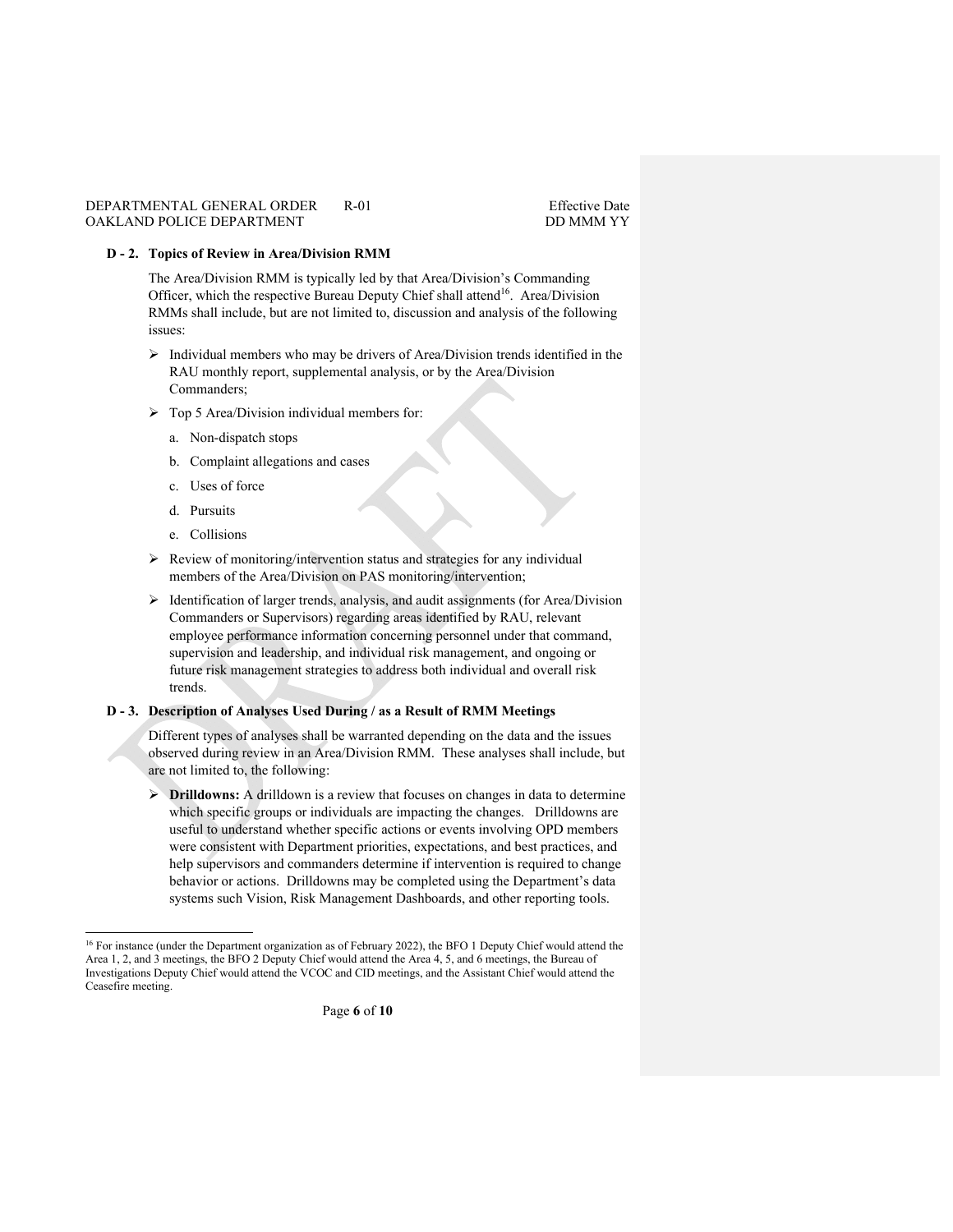### D - 2. Topics of Review in Area/Division RMM

The Area/Division RMM is typically led by that Area/Division's Commanding Officer, which the respective Bureau Deputy Chief shall attend[16]. Area/Division RMMs shall include, but are not limited to, discussion and analysis of the following issues:

- Individual members who may be drivers of Area/Division trends identified in the RAU monthly report, supplemental analysis, or by the Area/Division Commanders;
- Top 5 Area/Division individual members for:
  a. Non-dispatch stops
  b. Complaint allegations and cases
  c. Uses of force
  d. Pursuits
  e. Collisions
- Review of monitoring/intervention status and strategies for any individual members of the Area/Division on PAS monitoring/intervention;
- Identification of larger trends, analysis, and audit assignments (for Area/Division Commanders or Supervisors) regarding areas identified by RAU, relevant employee performance information concerning personnel under that command, supervision and leadership, and individual risk management, and ongoing or future risk management strategies to address both individual and overall risk trends.

### D - 3. Description of Analyses Used During / as a Result of RMM Meetings

Different types of analyses shall be warranted depending on the data and the issues observed during review in an Area/Division RMM. These analyses shall include, but are not limited to, the following:

- **Drilldowns:** A drilldown is a review that focuses on changes in data to determine which specific groups or individuals are impacting the changes. Drilldowns are useful to understand whether specific actions or events involving OPD members were consistent with Department priorities, expectations, and best practices, and help supervisors and commanders determine if intervention is required to change behavior or actions. Drilldowns may be completed using the Department's data systems such Vision, Risk Management Dashboards, and other reporting tools.

---

[16] For instance (under the Department organization as of February 2022), the BFO 1 Deputy Chief would attend the Area 1, 2, and 3 meetings, the BFO 2 Deputy Chief would attend the Area 4, 5, and 6 meetings, the Bureau of Investigations Deputy Chief would attend the VCOC and CID meetings, and the Assistant Chief would attend the Ceasefire meeting.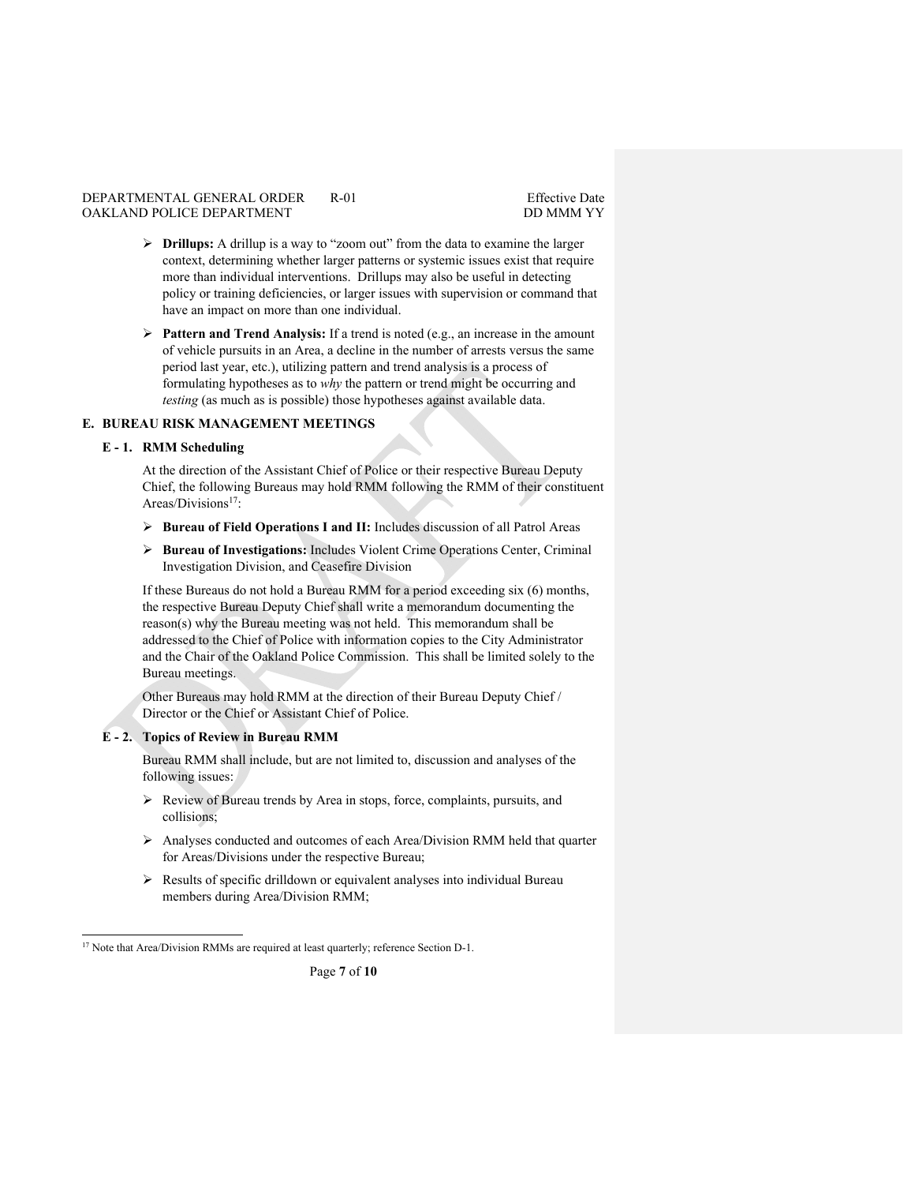- **Drillups:** A drillup is a way to "zoom out" from the data to examine the larger context, determining whether larger patterns or systemic issues exist that require more than individual interventions. Drillups may also be useful in detecting policy or training deficiencies, or larger issues with supervision or command that have an impact on more than one individual.

- **Pattern and Trend Analysis:** If a trend is noted (e.g., an increase in the amount of vehicle pursuits in an Area, a decline in the number of arrests versus the same period last year, etc.), utilizing pattern and trend analysis is a process of formulating hypotheses as to *why* the pattern or trend might be occurring and *testing* (as much as is possible) those hypotheses against available data.

## E. BUREAU RISK MANAGEMENT MEETINGS

### E - 1. RMM Scheduling

At the direction of the Assistant Chief of Police or their respective Bureau Deputy Chief, the following Bureaus may hold RMM following the RMM of their constituent Areas/Divisions[17]:

- **Bureau of Field Operations I and II:** Includes discussion of all Patrol Areas
- **Bureau of Investigations:** Includes Violent Crime Operations Center, Criminal Investigation Division, and Ceasefire Division

If these Bureaus do not hold a Bureau RMM for a period exceeding six (6) months, the respective Bureau Deputy Chief shall write a memorandum documenting the reason(s) why the Bureau meeting was not held. This memorandum shall be addressed to the Chief of Police with information copies to the City Administrator and the Chair of the Oakland Police Commission. This shall be limited solely to the Bureau meetings.

Other Bureaus may hold RMM at the direction of their Bureau Deputy Chief / Director or the Chief or Assistant Chief of Police.

### E - 2. Topics of Review in Bureau RMM

Bureau RMM shall include, but are not limited to, discussion and analyses of the following issues:

- Review of Bureau trends by Area in stops, force, complaints, pursuits, and collisions;
- Analyses conducted and outcomes of each Area/Division RMM held that quarter for Areas/Divisions under the respective Bureau;
- Results of specific drilldown or equivalent analyses into individual Bureau members during Area/Division RMM;

[17] Note that Area/Division RMMs are required at least quarterly; reference Section D-1.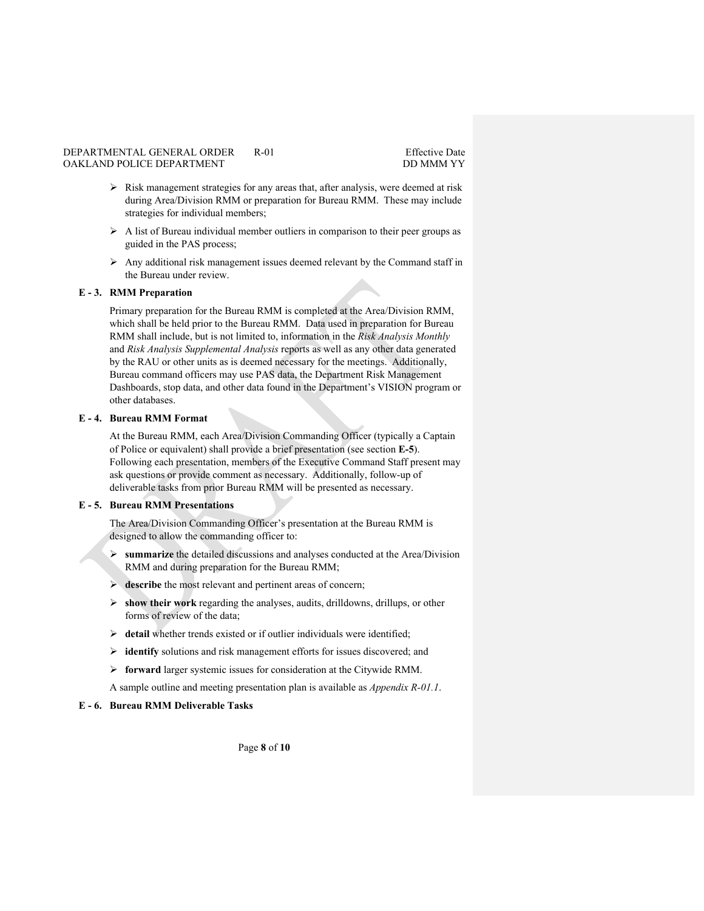- Risk management strategies for any areas that, after analysis, were deemed at risk during Area/Division RMM or preparation for Bureau RMM. These may include strategies for individual members;
- A list of Bureau individual member outliers in comparison to their peer groups as guided in the PAS process;
- Any additional risk management issues deemed relevant by the Command staff in the Bureau under review.

### E - 3. RMM Preparation

Primary preparation for the Bureau RMM is completed at the Area/Division RMM, which shall be held prior to the Bureau RMM. Data used in preparation for Bureau RMM shall include, but is not limited to, information in the *Risk Analysis Monthly* and *Risk Analysis Supplemental Analysis* reports as well as any other data generated by the RAU or other units as is deemed necessary for the meetings. Additionally, Bureau command officers may use PAS data, the Department Risk Management Dashboards, stop data, and other data found in the Department's VISION program or other databases.

### E - 4. Bureau RMM Format

At the Bureau RMM, each Area/Division Commanding Officer (typically a Captain of Police or equivalent) shall provide a brief presentation (see section **E-5**). Following each presentation, members of the Executive Command Staff present may ask questions or provide comment as necessary. Additionally, follow-up of deliverable tasks from prior Bureau RMM will be presented as necessary.

### E - 5. Bureau RMM Presentations

The Area/Division Commanding Officer's presentation at the Bureau RMM is designed to allow the commanding officer to:

- **summarize** the detailed discussions and analyses conducted at the Area/Division RMM and during preparation for the Bureau RMM;
- **describe** the most relevant and pertinent areas of concern;
- **show their work** regarding the analyses, audits, drilldowns, drillups, or other forms of review of the data;
- **detail** whether trends existed or if outlier individuals were identified;
- **identify** solutions and risk management efforts for issues discovered; and
- **forward** larger systemic issues for consideration at the Citywide RMM.

A sample outline and meeting presentation plan is available as *Appendix R-01.1*.

### E - 6. Bureau RMM Deliverable Tasks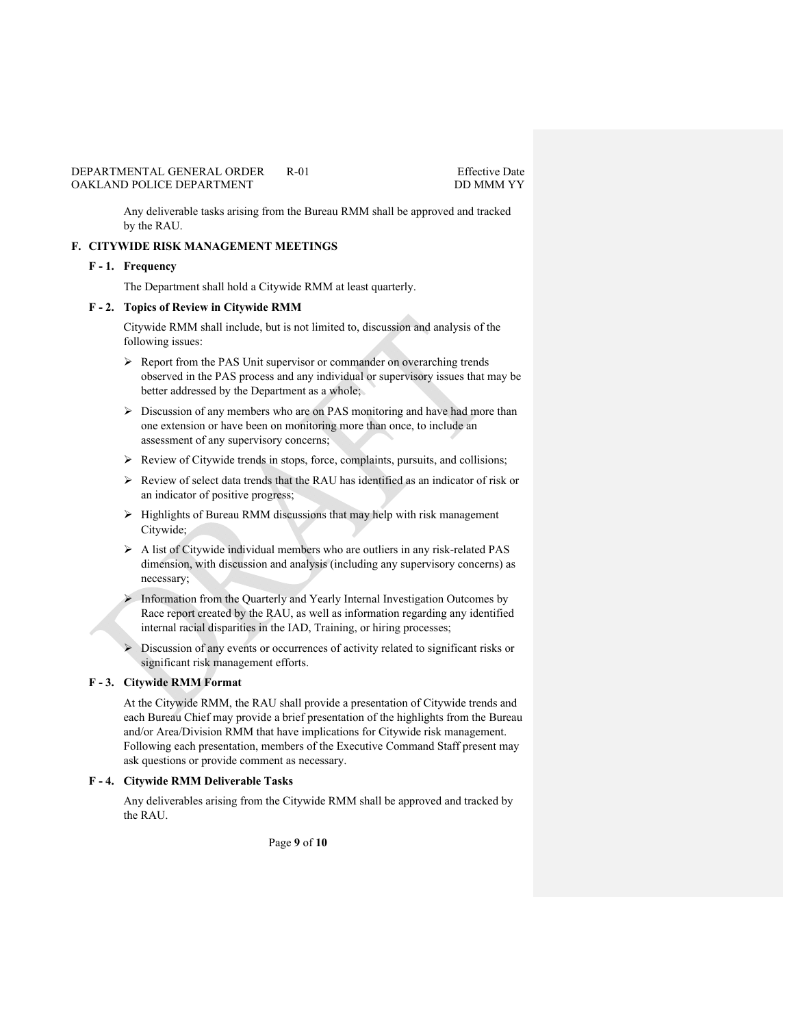Any deliverable tasks arising from the Bureau RMM shall be approved and tracked by the RAU.

## F. CITYWIDE RISK MANAGEMENT MEETINGS

### F - 1. Frequency

The Department shall hold a Citywide RMM at least quarterly.

### F - 2. Topics of Review in Citywide RMM

Citywide RMM shall include, but is not limited to, discussion and analysis of the following issues:

- Report from the PAS Unit supervisor or commander on overarching trends observed in the PAS process and any individual or supervisory issues that may be better addressed by the Department as a whole;
- Discussion of any members who are on PAS monitoring and have had more than one extension or have been on monitoring more than once, to include an assessment of any supervisory concerns;
- Review of Citywide trends in stops, force, complaints, pursuits, and collisions;
- Review of select data trends that the RAU has identified as an indicator of risk or an indicator of positive progress;
- Highlights of Bureau RMM discussions that may help with risk management Citywide;
- A list of Citywide individual members who are outliers in any risk-related PAS dimension, with discussion and analysis (including any supervisory concerns) as necessary;
- Information from the Quarterly and Yearly Internal Investigation Outcomes by Race report created by the RAU, as well as information regarding any identified internal racial disparities in the IAD, Training, or hiring processes;
- Discussion of any events or occurrences of activity related to significant risks or significant risk management efforts.

### F - 3. Citywide RMM Format

At the Citywide RMM, the RAU shall provide a presentation of Citywide trends and each Bureau Chief may provide a brief presentation of the highlights from the Bureau and/or Area/Division RMM that have implications for Citywide risk management. Following each presentation, members of the Executive Command Staff present may ask questions or provide comment as necessary.

### F - 4. Citywide RMM Deliverable Tasks

Any deliverables arising from the Citywide RMM shall be approved and tracked by the RAU.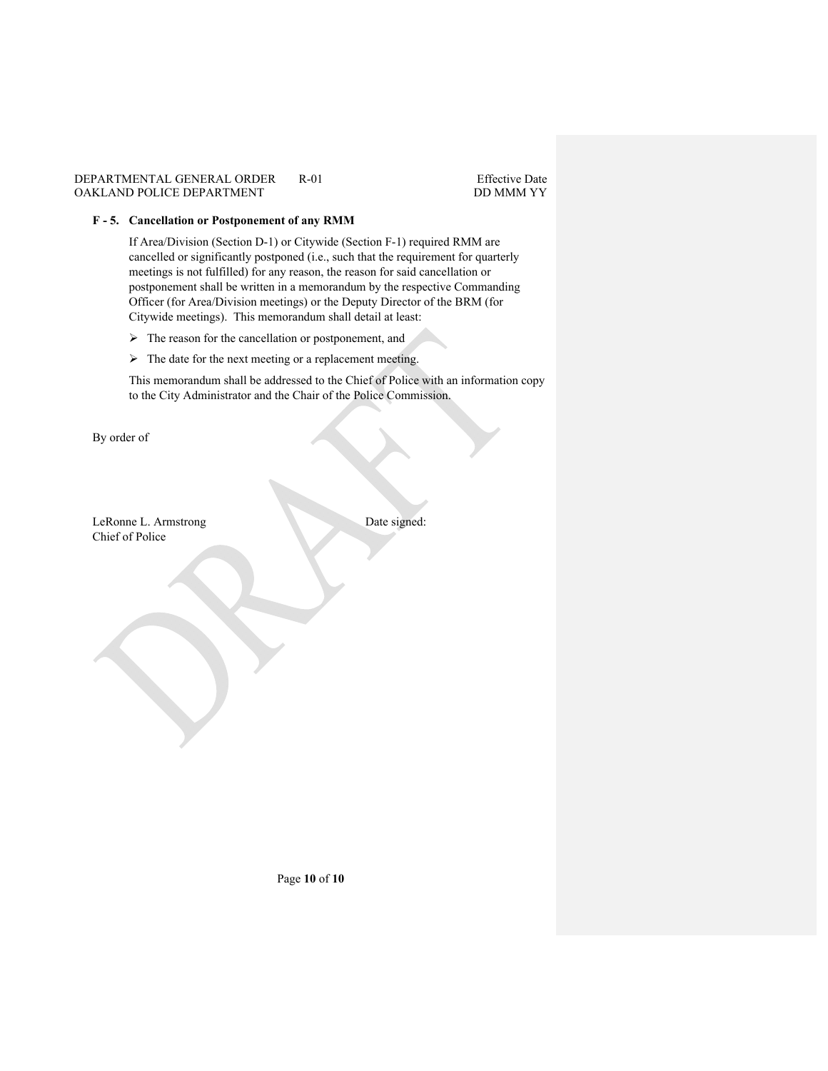### F - 5. Cancellation or Postponement of any RMM

If Area/Division (Section D-1) or Citywide (Section F-1) required RMM are cancelled or significantly postponed (i.e., such that the requirement for quarterly meetings is not fulfilled) for any reason, the reason for said cancellation or postponement shall be written in a memorandum by the respective Commanding Officer (for Area/Division meetings) or the Deputy Director of the BRM (for Citywide meetings). This memorandum shall detail at least:

- The reason for the cancellation or postponement, and
- The date for the next meeting or a replacement meeting.

This memorandum shall be addressed to the Chief of Police with an information copy to the City Administrator and the Chair of the Police Commission.

By order of

LeRonne L. Armstrong
Chief of Police

Date signed: